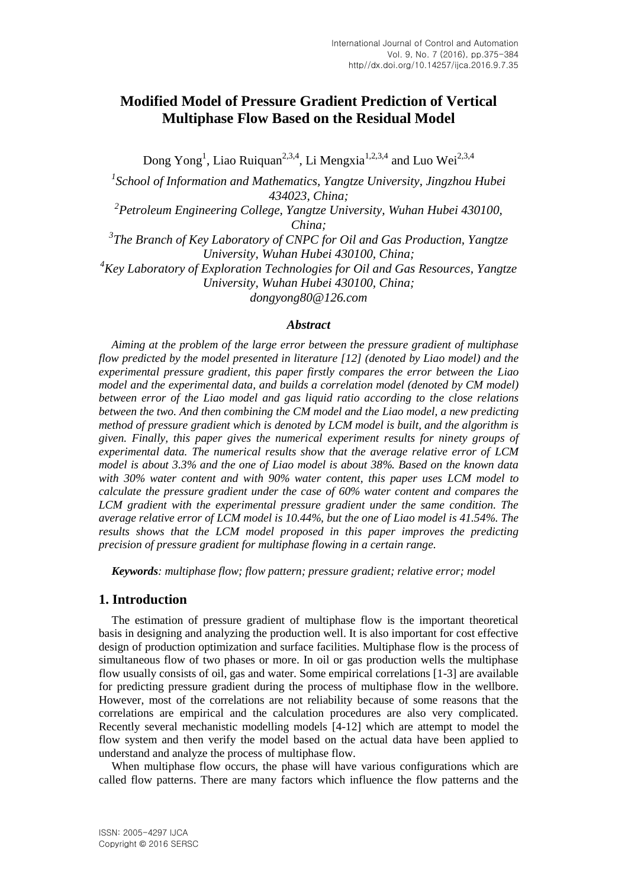# Modified Model of Pressure Gradient Prediction of Vertical Multiphase Flow Based on the Residual Model

Dong Yong[1], Liao Ruiquan[2,3,4], Li Mengxia[1,2,3,4] and Luo Wei[2,3,4]

*[1]School of Information and Mathematics, Yangtze University, Jingzhou Hubei 434023, China;*
*[2]Petroleum Engineering College, Yangtze University, Wuhan Hubei 430100, China;*
*[3]The Branch of Key Laboratory of CNPC for Oil and Gas Production, Yangtze University, Wuhan Hubei 430100, China;*
*[4]Key Laboratory of Exploration Technologies for Oil and Gas Resources, Yangtze University, Wuhan Hubei 430100, China;*
*dongyong80@126.com*

### *Abstract*

*Aiming at the problem of the large error between the pressure gradient of multiphase flow predicted by the model presented in literature [12] (denoted by Liao model) and the experimental pressure gradient, this paper firstly compares the error between the Liao model and the experimental data, and builds a correlation model (denoted by CM model) between error of the Liao model and gas liquid ratio according to the close relations between the two. And then combining the CM model and the Liao model, a new predicting method of pressure gradient which is denoted by LCM model is built, and the algorithm is given. Finally, this paper gives the numerical experiment results for ninety groups of experimental data. The numerical results show that the average relative error of LCM model is about 3.3% and the one of Liao model is about 38%. Based on the known data with 30% water content and with 90% water content, this paper uses LCM model to calculate the pressure gradient under the case of 60% water content and compares the LCM gradient with the experimental pressure gradient under the same condition. The average relative error of LCM model is 10.44%, but the one of Liao model is 41.54%. The results shows that the LCM model proposed in this paper improves the predicting precision of pressure gradient for multiphase flowing in a certain range.*

***Keywords**: multiphase flow; flow pattern; pressure gradient; relative error; model*

## 1. Introduction

The estimation of pressure gradient of multiphase flow is the important theoretical basis in designing and analyzing the production well. It is also important for cost effective design of production optimization and surface facilities. Multiphase flow is the process of simultaneous flow of two phases or more. In oil or gas production wells the multiphase flow usually consists of oil, gas and water. Some empirical correlations [1-3] are available for predicting pressure gradient during the process of multiphase flow in the wellbore. However, most of the correlations are not reliability because of some reasons that the correlations are empirical and the calculation procedures are also very complicated. Recently several mechanistic modelling models [4-12] which are attempt to model the flow system and then verify the model based on the actual data have been applied to understand and analyze the process of multiphase flow.

When multiphase flow occurs, the phase will have various configurations which are called flow patterns. There are many factors which influence the flow patterns and the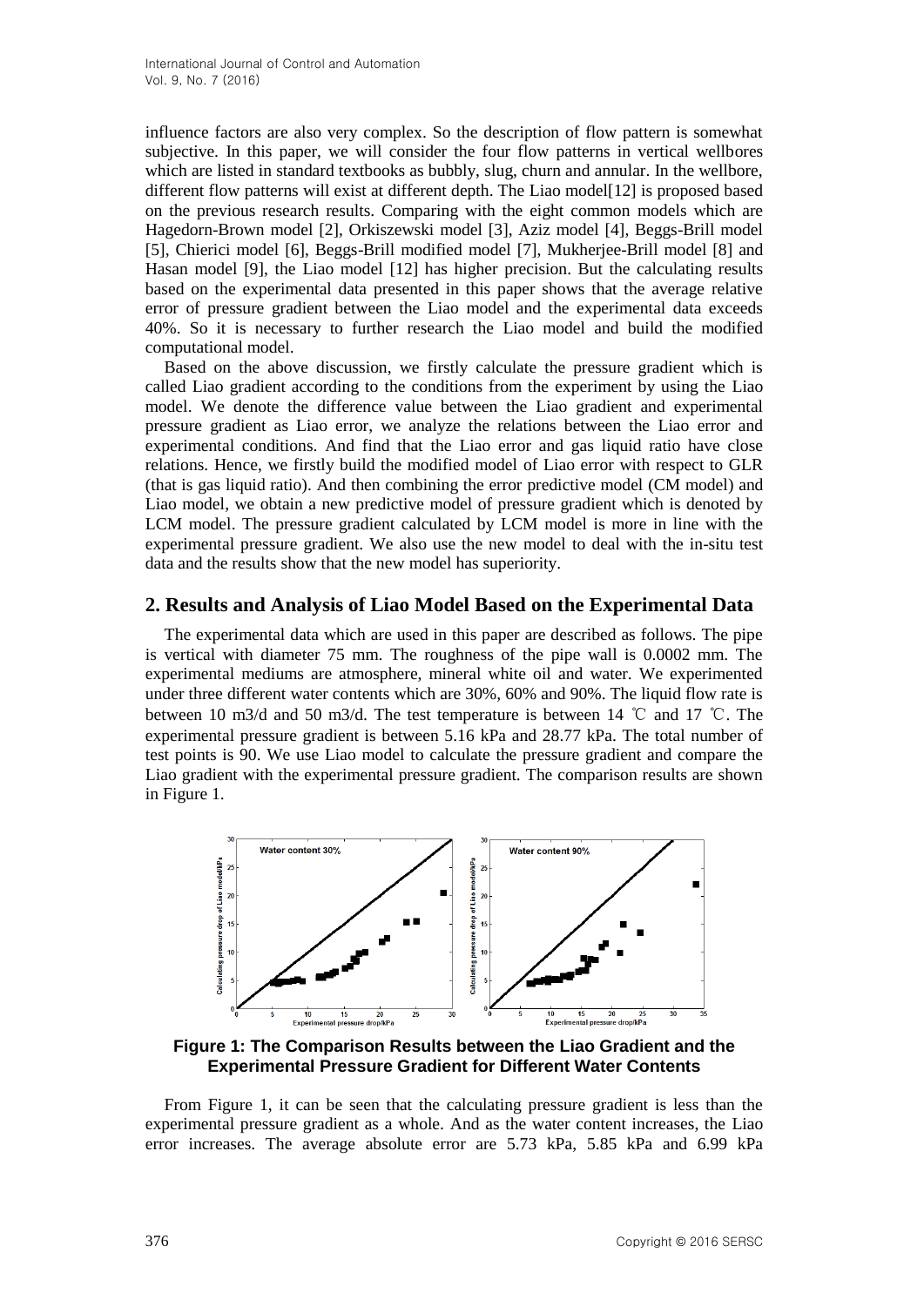influence factors are also very complex. So the description of flow pattern is somewhat subjective. In this paper, we will consider the four flow patterns in vertical wellbores which are listed in standard textbooks as bubbly, slug, churn and annular. In the wellbore, different flow patterns will exist at different depth. The Liao model[12] is proposed based on the previous research results. Comparing with the eight common models which are Hagedorn-Brown model [2], Orkiszewski model [3], Aziz model [4], Beggs-Brill model [5], Chierici model [6], Beggs-Brill modified model [7], Mukherjee-Brill model [8] and Hasan model [9], the Liao model [12] has higher precision. But the calculating results based on the experimental data presented in this paper shows that the average relative error of pressure gradient between the Liao model and the experimental data exceeds 40%. So it is necessary to further research the Liao model and build the modified computational model.

Based on the above discussion, we firstly calculate the pressure gradient which is called Liao gradient according to the conditions from the experiment by using the Liao model. We denote the difference value between the Liao gradient and experimental pressure gradient as Liao error, we analyze the relations between the Liao error and experimental conditions. And find that the Liao error and gas liquid ratio have close relations. Hence, we firstly build the modified model of Liao error with respect to GLR (that is gas liquid ratio). And then combining the error predictive model (CM model) and Liao model, we obtain a new predictive model of pressure gradient which is denoted by LCM model. The pressure gradient calculated by LCM model is more in line with the experimental pressure gradient. We also use the new model to deal with the in-situ test data and the results show that the new model has superiority.

## 2. Results and Analysis of Liao Model Based on the Experimental Data

The experimental data which are used in this paper are described as follows. The pipe is vertical with diameter 75 mm. The roughness of the pipe wall is 0.0002 mm. The experimental mediums are atmosphere, mineral white oil and water. We experimented under three different water contents which are 30%, 60% and 90%. The liquid flow rate is between 10 m3/d and 50 m3/d. The test temperature is between 14 ℃ and 17 ℃. The experimental pressure gradient is between 5.16 kPa and 28.77 kPa. The total number of test points is 90. We use Liao model to calculate the pressure gradient and compare the Liao gradient with the experimental pressure gradient. The comparison results are shown in Figure 1.

**Figure 1: The Comparison Results between the Liao Gradient and the Experimental Pressure Gradient for Different Water Contents**

From Figure 1, it can be seen that the calculating pressure gradient is less than the experimental pressure gradient as a whole. And as the water content increases, the Liao error increases. The average absolute error are 5.73 kPa, 5.85 kPa and 6.99 kPa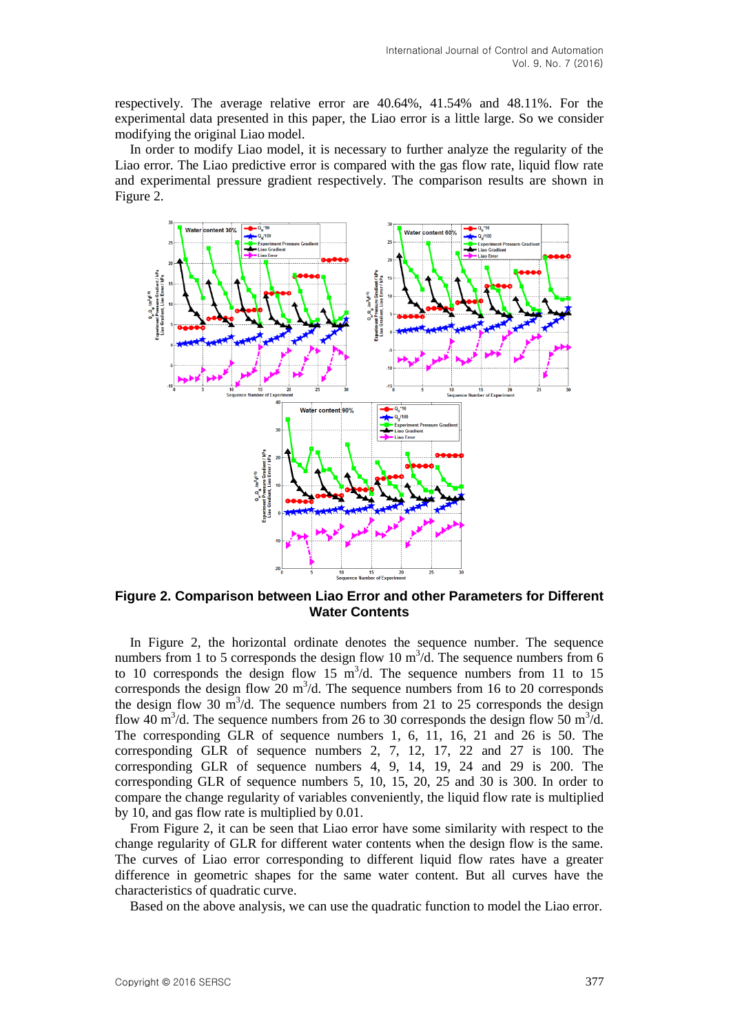respectively. The average relative error are 40.64%, 41.54% and 48.11%. For the experimental data presented in this paper, the Liao error is a little large. So we consider modifying the original Liao model.

In order to modify Liao model, it is necessary to further analyze the regularity of the Liao error. The Liao predictive error is compared with the gas flow rate, liquid flow rate and experimental pressure gradient respectively. The comparison results are shown in Figure 2.

**Figure 2. Comparison between Liao Error and other Parameters for Different Water Contents**

In Figure 2, the horizontal ordinate denotes the sequence number. The sequence numbers from 1 to 5 corresponds the design flow 10 $m^3$/d. The sequence numbers from 6 to 10 corresponds the design flow 15 $m^3$/d. The sequence numbers from 11 to 15 corresponds the design flow 20 $m^3$/d. The sequence numbers from 16 to 20 corresponds the design flow 30 $m^3$/d. The sequence numbers from 21 to 25 corresponds the design flow 40 $m^3$/d. The sequence numbers from 26 to 30 corresponds the design flow 50 $m^3$/d. The corresponding GLR of sequence numbers 1, 6, 11, 16, 21 and 26 is 50. The corresponding GLR of sequence numbers 2, 7, 12, 17, 22 and 27 is 100. The corresponding GLR of sequence numbers 4, 9, 14, 19, 24 and 29 is 200. The corresponding GLR of sequence numbers 5, 10, 15, 20, 25 and 30 is 300. In order to compare the change regularity of variables conveniently, the liquid flow rate is multiplied by 10, and gas flow rate is multiplied by 0.01.

From Figure 2, it can be seen that Liao error have some similarity with respect to the change regularity of GLR for different water contents when the design flow is the same. The curves of Liao error corresponding to different liquid flow rates have a greater difference in geometric shapes for the same water content. But all curves have the characteristics of quadratic curve.

Based on the above analysis, we can use the quadratic function to model the Liao error.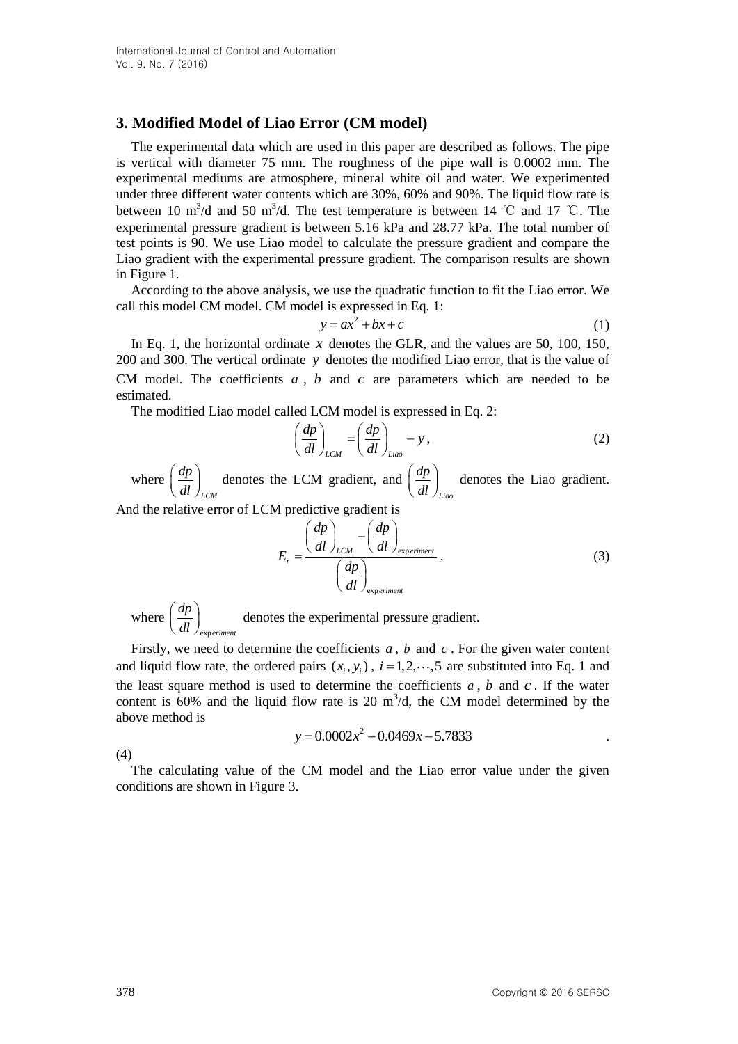## 3. Modified Model of Liao Error (CM model)

The experimental data which are used in this paper are described as follows. The pipe is vertical with diameter 75 mm. The roughness of the pipe wall is 0.0002 mm. The experimental mediums are atmosphere, mineral white oil and water. We experimented under three different water contents which are 30%, 60% and 90%. The liquid flow rate is between 10 $m^3$/d and 50 $m^3$/d. The test temperature is between 14 ℃ and 17 ℃. The experimental pressure gradient is between 5.16 kPa and 28.77 kPa. The total number of test points is 90. We use Liao model to calculate the pressure gradient and compare the Liao gradient with the experimental pressure gradient. The comparison results are shown in Figure 1.

According to the above analysis, we use the quadratic function to fit the Liao error. We call this model CM model. CM model is expressed in Eq. 1:

$$y = ax^2 + bx + c \tag{1}$$

In Eq. 1, the horizontal ordinate $x$ denotes the GLR, and the values are 50, 100, 150, 200 and 300. The vertical ordinate $y$ denotes the modified Liao error, that is the value of CM model. The coefficients $a$, $b$ and $c$ are parameters which are needed to be estimated.

The modified Liao model called LCM model is expressed in Eq. 2:

$$\left(\frac{dp}{dl}\right)_{LCM} = \left(\frac{dp}{dl}\right)_{Liao} - y, \tag{2}$$

where $\left(\frac{dp}{dl}\right)_{LCM}$ denotes the LCM gradient, and $\left(\frac{dp}{dl}\right)_{Liao}$ denotes the Liao gradient. And the relative error of LCM predictive gradient is

$$E_r = \frac{\left(\frac{dp}{dl}\right)_{LCM} - \left(\frac{dp}{dl}\right)_{experiment}}{\left(\frac{dp}{dl}\right)_{experiment}}, \tag{3}$$

where $\left(\frac{dp}{dl}\right)_{experiment}$ denotes the experimental pressure gradient.

Firstly, we need to determine the coefficients $a$, $b$ and $c$. For the given water content and liquid flow rate, the ordered pairs $(x_i, y_i)$, $i = 1, 2, \cdots, 5$ are substituted into Eq. 1 and the least square method is used to determine the coefficients $a$, $b$ and $c$. If the water content is 60% and the liquid flow rate is 20 $m^3$/d, the CM model determined by the above method is

$$y = 0.0002x^2 - 0.0469x - 5.7833 \tag{4}$$

The calculating value of the CM model and the Liao error value under the given conditions are shown in Figure 3.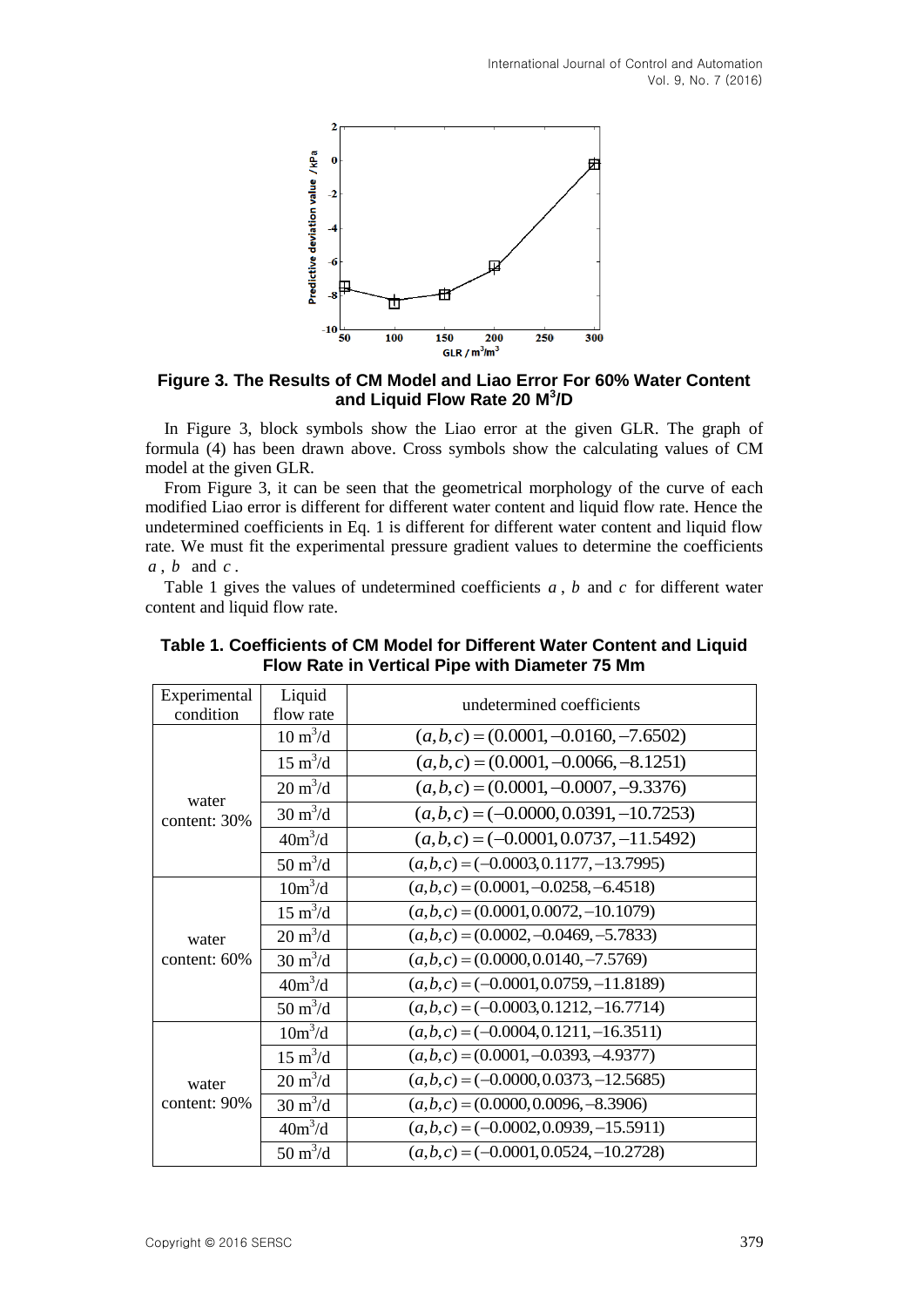**Figure 3. The Results of CM Model and Liao Error For 60% Water Content and Liquid Flow Rate 20 M$^3$/D**

In Figure 3, block symbols show the Liao error at the given GLR. The graph of formula (4) has been drawn above. Cross symbols show the calculating values of CM model at the given GLR.

From Figure 3, it can be seen that the geometrical morphology of the curve of each modified Liao error is different for different water content and liquid flow rate. Hence the undetermined coefficients in Eq. 1 is different for different water content and liquid flow rate. We must fit the experimental pressure gradient values to determine the coefficients $a$, $b$ and $c$.

Table 1 gives the values of undetermined coefficients $a$, $b$ and $c$ for different water content and liquid flow rate.

**Table 1. Coefficients of CM Model for Different Water Content and Liquid Flow Rate in Vertical Pipe with Diameter 75 Mm**

| Experimental condition | Liquid flow rate | undetermined coefficients |
|---|---|---|
| water content: 30% | 10 m$^3$/d | $(a,b,c)=(0.0001,-0.0160,-7.6502)$ |
| | 15 m$^3$/d | $(a,b,c)=(0.0001,-0.0066,-8.1251)$ |
| | 20 m$^3$/d | $(a,b,c)=(0.0001,-0.0007,-9.3376)$ |
| | 30 m$^3$/d | $(a,b,c)=(-0.0000,0.0391,-10.7253)$ |
| | 40m$^3$/d | $(a,b,c)=(-0.0001,0.0737,-11.5492)$ |
| | 50 m$^3$/d | $(a,b,c)=(-0.0003,0.1177,-13.7995)$ |
| water content: 60% | 10m$^3$/d | $(a,b,c)=(0.0001,-0.0258,-6.4518)$ |
| | 15 m$^3$/d | $(a,b,c)=(0.0001,0.0072,-10.1079)$ |
| | 20 m$^3$/d | $(a,b,c)=(0.0002,-0.0469,-5.7833)$ |
| | 30 m$^3$/d | $(a,b,c)=(0.0000,0.0140,-7.5769)$ |
| | 40m$^3$/d | $(a,b,c)=(-0.0001,0.0759,-11.8189)$ |
| | 50 m$^3$/d | $(a,b,c)=(-0.0003,0.1212,-16.7714)$ |
| water content: 90% | 10m$^3$/d | $(a,b,c)=(-0.0004,0.1211,-16.3511)$ |
| | 15 m$^3$/d | $(a,b,c)=(0.0001,-0.0393,-4.9377)$ |
| | 20 m$^3$/d | $(a,b,c)=(-0.0000,0.0373,-12.5685)$ |
| | 30 m$^3$/d | $(a,b,c)=(0.0000,0.0096,-8.3906)$ |
| | 40m$^3$/d | $(a,b,c)=(-0.0002,0.0939,-15.5911)$ |
| | 50 m$^3$/d | $(a,b,c)=(-0.0001,0.0524,-10.2728)$ |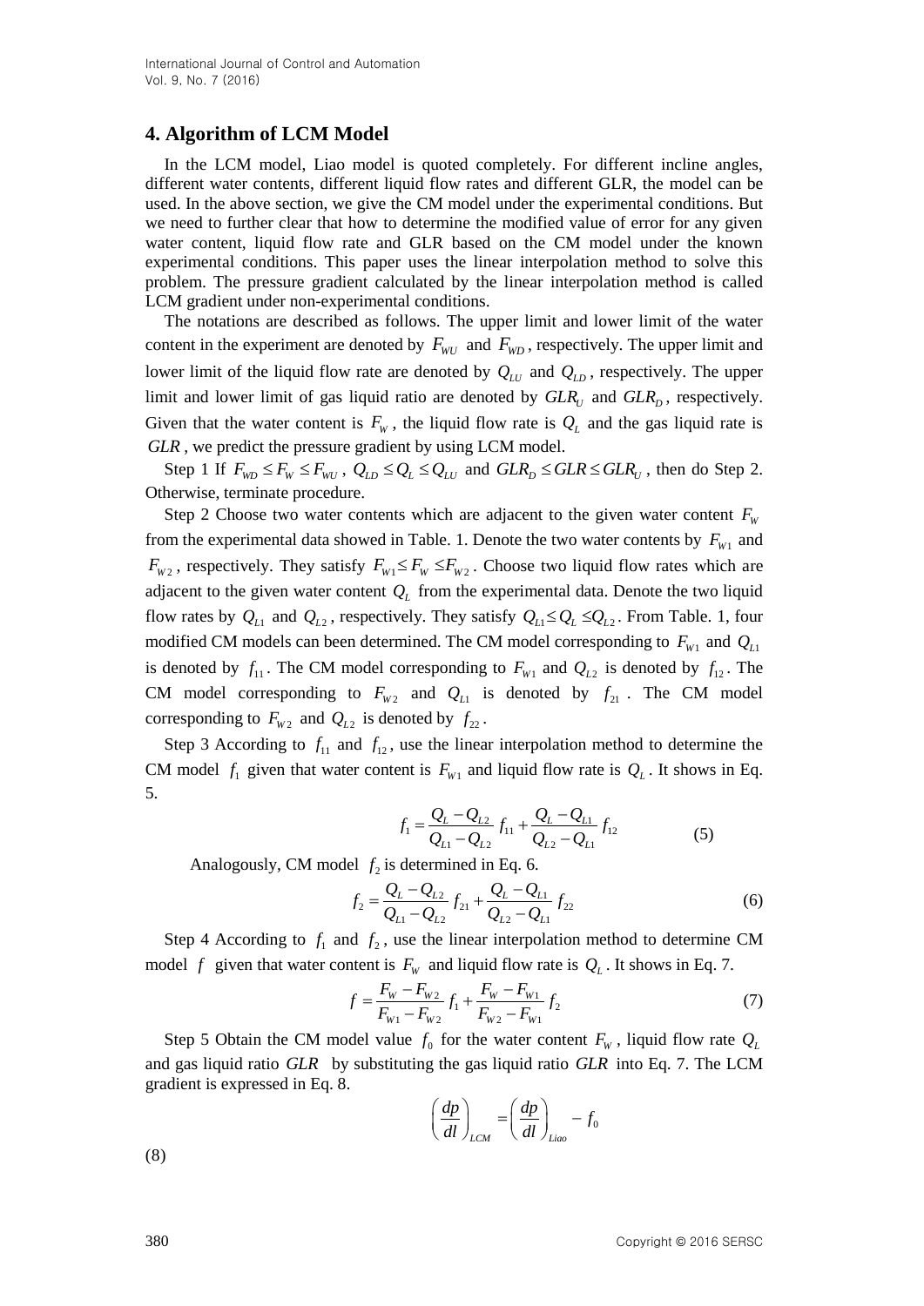## 4. Algorithm of LCM Model

In the LCM model, Liao model is quoted completely. For different incline angles, different water contents, different liquid flow rates and different GLR, the model can be used. In the above section, we give the CM model under the experimental conditions. But we need to further clear that how to determine the modified value of error for any given water content, liquid flow rate and GLR based on the CM model under the known experimental conditions. This paper uses the linear interpolation method to solve this problem. The pressure gradient calculated by the linear interpolation method is called LCM gradient under non-experimental conditions.

The notations are described as follows. The upper limit and lower limit of the water content in the experiment are denoted by $F_{WU}$ and $F_{WD}$, respectively. The upper limit and lower limit of the liquid flow rate are denoted by $Q_{LU}$ and $Q_{LD}$, respectively. The upper limit and lower limit of gas liquid ratio are denoted by $GLR_U$ and $GLR_D$, respectively. Given that the water content is $F_W$, the liquid flow rate is $Q_L$ and the gas liquid rate is $GLR$, we predict the pressure gradient by using LCM model.

Step 1 If $F_{WD} \le F_W \le F_{WU}$, $Q_{LD} \le Q_L \le Q_{LU}$ and $GLR_D \le GLR \le GLR_U$, then do Step 2. Otherwise, terminate procedure.

Step 2 Choose two water contents which are adjacent to the given water content $F_W$ from the experimental data showed in Table. 1. Denote the two water contents by $F_{W1}$ and $F_{W2}$, respectively. They satisfy $F_{W1} \le F_W \le F_{W2}$. Choose two liquid flow rates which are adjacent to the given water content $Q_L$ from the experimental data. Denote the two liquid flow rates by $Q_{L1}$ and $Q_{L2}$, respectively. They satisfy $Q_{L1} \le Q_L \le Q_{L2}$. From Table. 1, four modified CM models can been determined. The CM model corresponding to $F_{W1}$ and $Q_{L1}$ is denoted by $f_{11}$. The CM model corresponding to $F_{W1}$ and $Q_{L2}$ is denoted by $f_{12}$. The CM model corresponding to $F_{W2}$ and $Q_{L1}$ is denoted by $f_{21}$. The CM model corresponding to $F_{W2}$ and $Q_{L2}$ is denoted by $f_{22}$.

Step 3 According to $f_{11}$ and $f_{12}$, use the linear interpolation method to determine the CM model $f_1$ given that water content is $F_{W1}$ and liquid flow rate is $Q_L$. It shows in Eq. 5.

$$f_1 = \frac{Q_L - Q_{L2}}{Q_{L1} - Q_{L2}} f_{11} + \frac{Q_L - Q_{L1}}{Q_{L2} - Q_{L1}} f_{12} \tag{5}$$

Analogously, CM model $f_2$ is determined in Eq. 6.

$$f_2 = \frac{Q_L - Q_{L2}}{Q_{L1} - Q_{L2}} f_{21} + \frac{Q_L - Q_{L1}}{Q_{L2} - Q_{L1}} f_{22} \tag{6}$$

Step 4 According to $f_1$ and $f_2$, use the linear interpolation method to determine CM model $f$ given that water content is $F_W$ and liquid flow rate is $Q_L$. It shows in Eq. 7.

$$f = \frac{F_W - F_{W2}}{F_{W1} - F_{W2}} f_1 + \frac{F_W - F_{W1}}{F_{W2} - F_{W1}} f_2 \tag{7}$$

Step 5 Obtain the CM model value $f_0$ for the water content $F_W$, liquid flow rate $Q_L$ and gas liquid ratio $GLR$ by substituting the gas liquid ratio $GLR$ into Eq. 7. The LCM gradient is expressed in Eq. 8.

$$\left(\frac{dp}{dl}\right)_{LCM} = \left(\frac{dp}{dl}\right)_{Liao} - f_0 \tag{8}$$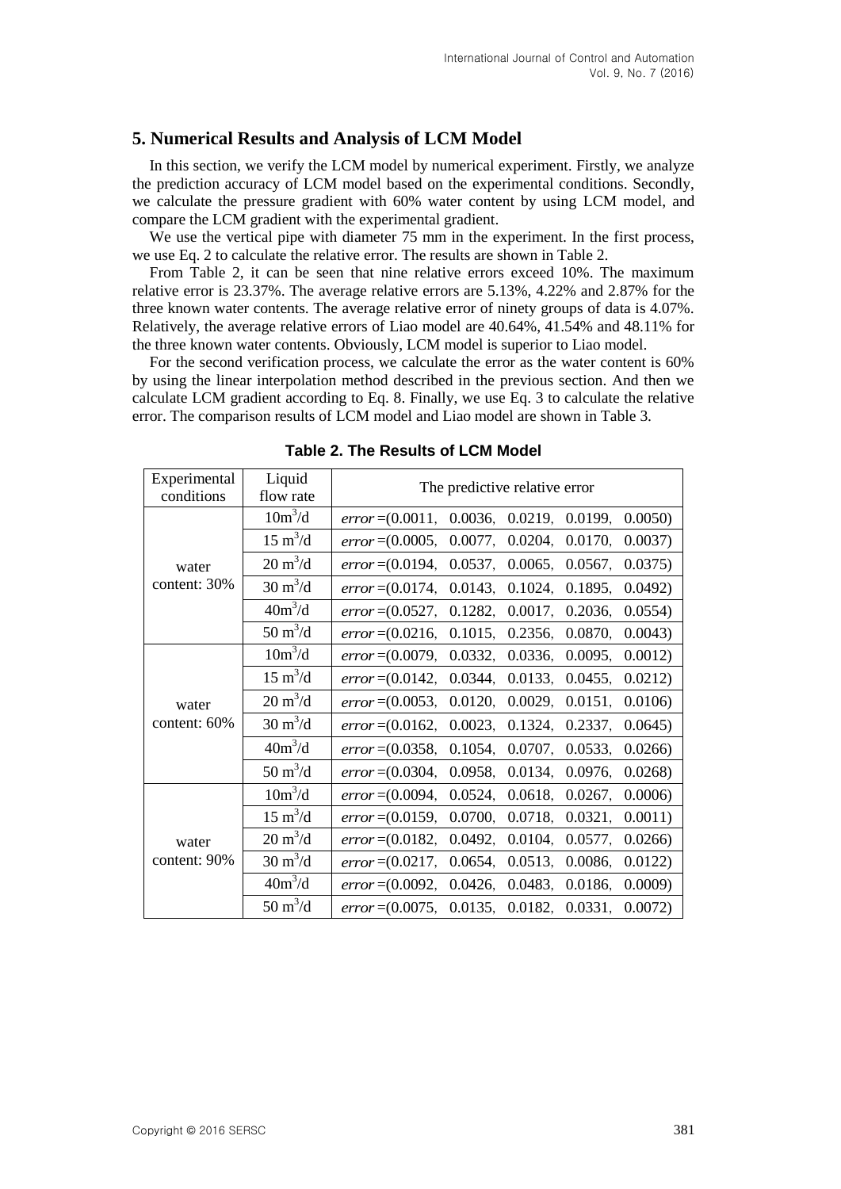## 5. Numerical Results and Analysis of LCM Model

In this section, we verify the LCM model by numerical experiment. Firstly, we analyze the prediction accuracy of LCM model based on the experimental conditions. Secondly, we calculate the pressure gradient with 60% water content by using LCM model, and compare the LCM gradient with the experimental gradient.

We use the vertical pipe with diameter 75 mm in the experiment. In the first process, we use Eq. 2 to calculate the relative error. The results are shown in Table 2.

From Table 2, it can be seen that nine relative errors exceed 10%. The maximum relative error is 23.37%. The average relative errors are 5.13%, 4.22% and 2.87% for the three known water contents. The average relative error of ninety groups of data is 4.07%. Relatively, the average relative errors of Liao model are 40.64%, 41.54% and 48.11% for the three known water contents. Obviously, LCM model is superior to Liao model.

For the second verification process, we calculate the error as the water content is 60% by using the linear interpolation method described in the previous section. And then we calculate LCM gradient according to Eq. 8. Finally, we use Eq. 3 to calculate the relative error. The comparison results of LCM model and Liao model are shown in Table 3.

**Table 2. The Results of LCM Model**

| Experimental conditions | Liquid flow rate | The predictive relative error |
|---|---|---|
| water content: 30% | $10m^3/d$ | $error$ =(0.0011, 0.0036, 0.0219, 0.0199, 0.0050) |
| | $15\ m^3/d$ | $error$ =(0.0005, 0.0077, 0.0204, 0.0170, 0.0037) |
| | $20\ m^3/d$ | $error$ =(0.0194, 0.0537, 0.0065, 0.0567, 0.0375) |
| | $30\ m^3/d$ | $error$ =(0.0174, 0.0143, 0.1024, 0.1895, 0.0492) |
| | $40m^3/d$ | $error$ =(0.0527, 0.1282, 0.0017, 0.2036, 0.0554) |
| | $50\ m^3/d$ | $error$ =(0.0216, 0.1015, 0.2356, 0.0870, 0.0043) |
| water content: 60% | $10m^3/d$ | $error$ =(0.0079, 0.0332, 0.0336, 0.0095, 0.0012) |
| | $15\ m^3/d$ | $error$ =(0.0142, 0.0344, 0.0133, 0.0455, 0.0212) |
| | $20\ m^3/d$ | $error$ =(0.0053, 0.0120, 0.0029, 0.0151, 0.0106) |
| | $30\ m^3/d$ | $error$ =(0.0162, 0.0023, 0.1324, 0.2337, 0.0645) |
| | $40m^3/d$ | $error$ =(0.0358, 0.1054, 0.0707, 0.0533, 0.0266) |
| | $50\ m^3/d$ | $error$ =(0.0304, 0.0958, 0.0134, 0.0976, 0.0268) |
| water content: 90% | $10m^3/d$ | $error$ =(0.0094, 0.0524, 0.0618, 0.0267, 0.0006) |
| | $15\ m^3/d$ | $error$ =(0.0159, 0.0700, 0.0718, 0.0321, 0.0011) |
| | $20\ m^3/d$ | $error$ =(0.0182, 0.0492, 0.0104, 0.0577, 0.0266) |
| | $30\ m^3/d$ | $error$ =(0.0217, 0.0654, 0.0513, 0.0086, 0.0122) |
| | $40m^3/d$ | $error$ =(0.0092, 0.0426, 0.0483, 0.0186, 0.0009) |
| | $50\ m^3/d$ | $error$ =(0.0075, 0.0135, 0.0182, 0.0331, 0.0072) |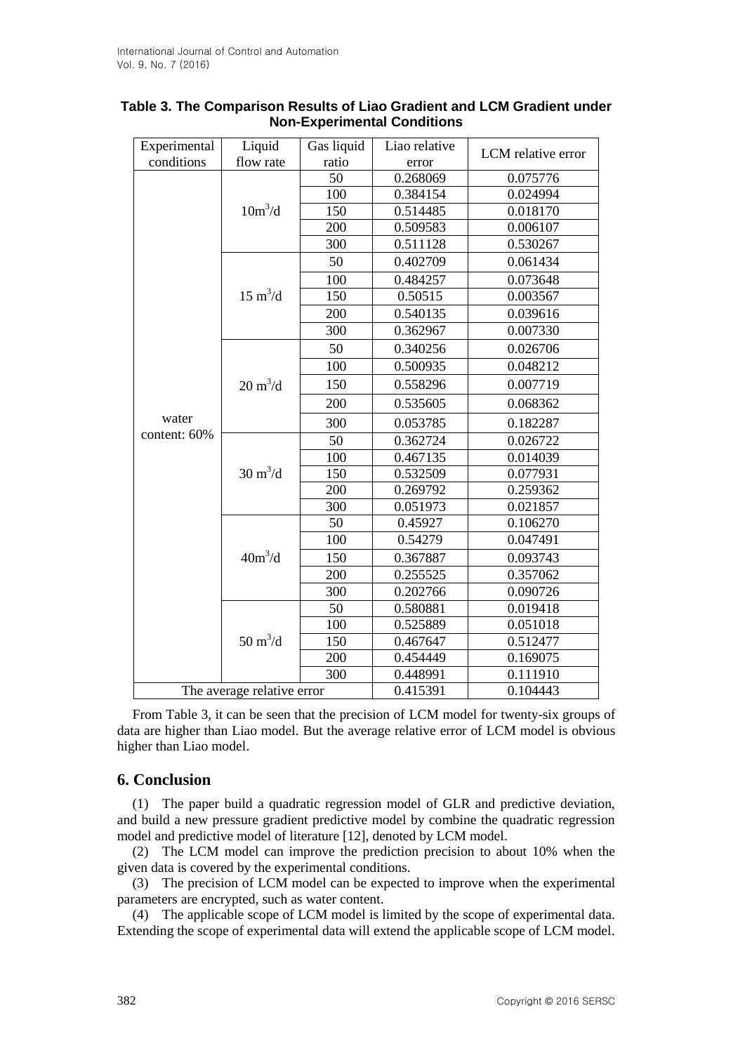**Table 3. The Comparison Results of Liao Gradient and LCM Gradient under Non-Experimental Conditions**

| Experimental conditions | Liquid flow rate | Gas liquid ratio | Liao relative error | LCM relative error |
|---|---|---|---|---|
| water content: 60% | $10m^3/d$ | 50 | 0.268069 | 0.075776 |
| | | 100 | 0.384154 | 0.024994 |
| | | 150 | 0.514485 | 0.018170 |
| | | 200 | 0.509583 | 0.006107 |
| | | 300 | 0.511128 | 0.530267 |
| | $15\ m^3/d$ | 50 | 0.402709 | 0.061434 |
| | | 100 | 0.484257 | 0.073648 |
| | | 150 | 0.50515 | 0.003567 |
| | | 200 | 0.540135 | 0.039616 |
| | | 300 | 0.362967 | 0.007330 |
| | $20\ m^3/d$ | 50 | 0.340256 | 0.026706 |
| | | 100 | 0.500935 | 0.048212 |
| | | 150 | 0.558296 | 0.007719 |
| | | 200 | 0.535605 | 0.068362 |
| | | 300 | 0.053785 | 0.182287 |
| | $30\ m^3/d$ | 50 | 0.362724 | 0.026722 |
| | | 100 | 0.467135 | 0.014039 |
| | | 150 | 0.532509 | 0.077931 |
| | | 200 | 0.269792 | 0.259362 |
| | | 300 | 0.051973 | 0.021857 |
| | $40m^3/d$ | 50 | 0.45927 | 0.106270 |
| | | 100 | 0.54279 | 0.047491 |
| | | 150 | 0.367887 | 0.093743 |
| | | 200 | 0.255525 | 0.357062 |
| | | 300 | 0.202766 | 0.090726 |
| | $50\ m^3/d$ | 50 | 0.580881 | 0.019418 |
| | | 100 | 0.525889 | 0.051018 |
| | | 150 | 0.467647 | 0.512477 |
| | | 200 | 0.454449 | 0.169075 |
| | | 300 | 0.448991 | 0.111910 |
| The average relative error | | | 0.415391 | 0.104443 |

From Table 3, it can be seen that the precision of LCM model for twenty-six groups of data are higher than Liao model. But the average relative error of LCM model is obvious higher than Liao model.

## 6. Conclusion

(1) The paper build a quadratic regression model of GLR and predictive deviation, and build a new pressure gradient predictive model by combine the quadratic regression model and predictive model of literature [12], denoted by LCM model.

(2) The LCM model can improve the prediction precision to about 10% when the given data is covered by the experimental conditions.

(3) The precision of LCM model can be expected to improve when the experimental parameters are encrypted, such as water content.

(4) The applicable scope of LCM model is limited by the scope of experimental data. Extending the scope of experimental data will extend the applicable scope of LCM model.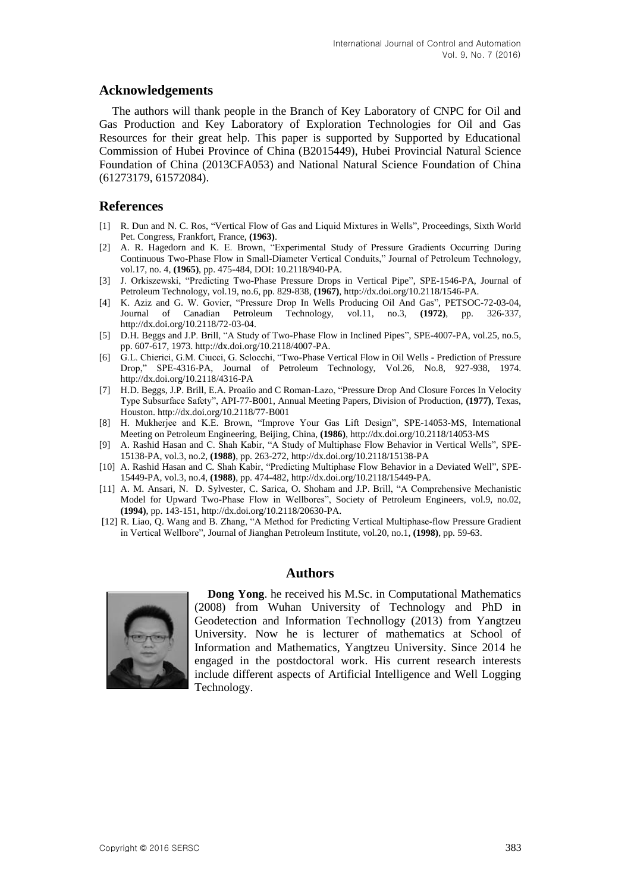## Acknowledgements

The authors will thank people in the Branch of Key Laboratory of CNPC for Oil and Gas Production and Key Laboratory of Exploration Technologies for Oil and Gas Resources for their great help. This paper is supported by Supported by Educational Commission of Hubei Province of China (B2015449), Hubei Provincial Natural Science Foundation of China (2013CFA053) and National Natural Science Foundation of China (61273179, 61572084).

## References

[1] R. Dun and N. C. Ros, "Vertical Flow of Gas and Liquid Mixtures in Wells", Proceedings, Sixth World Pet. Congress, Frankfort, France, **(1963)**.

[2] A. R. Hagedorn and K. E. Brown, "Experimental Study of Pressure Gradients Occurring During Continuous Two-Phase Flow in Small-Diameter Vertical Conduits," Journal of Petroleum Technology, vol.17, no. 4, **(1965)**, pp. 475-484, DOI: 10.2118/940-PA.

[3] J. Orkiszewski, "Predicting Two-Phase Pressure Drops in Vertical Pipe", SPE-1546-PA, Journal of Petroleum Technology, vol.19, no.6, pp. 829-838, **(1967)**, http://dx.doi.org/10.2118/1546-PA.

[4] K. Aziz and G. W. Govier, "Pressure Drop In Wells Producing Oil And Gas", PETSOC-72-03-04, Journal of Canadian Petroleum Technology, vol.11, no.3, **(1972)**, pp. 326-337, http://dx.doi.org/10.2118/72-03-04.

[5] D.H. Beggs and J.P. Brill, "A Study of Two-Phase Flow in Inclined Pipes", SPE-4007-PA, vol.25, no.5, pp. 607-617, 1973. http://dx.doi.org/10.2118/4007-PA.

[6] G.L. Chierici, G.M. Ciucci, G. Sclocchi, "Two-Phase Vertical Flow in Oil Wells - Prediction of Pressure Drop," SPE-4316-PA, Journal of Petroleum Technology, Vol.26, No.8, 927-938, 1974. http://dx.doi.org/10.2118/4316-PA

[7] H.D. Beggs, J.P. Brill, E.A. Proaiio and C Roman-Lazo, "Pressure Drop And Closure Forces In Velocity Type Subsurface Safety", API-77-B001, Annual Meeting Papers, Division of Production, **(1977)**, Texas, Houston. http://dx.doi.org/10.2118/77-B001

[8] H. Mukherjee and K.E. Brown, "Improve Your Gas Lift Design", SPE-14053-MS, International Meeting on Petroleum Engineering, Beijing, China, **(1986)**, http://dx.doi.org/10.2118/14053-MS

[9] A. Rashid Hasan and C. Shah Kabir, "A Study of Multiphase Flow Behavior in Vertical Wells", SPE-15138-PA, vol.3, no.2, **(1988)**, pp. 263-272, http://dx.doi.org/10.2118/15138-PA

[10] A. Rashid Hasan and C. Shah Kabir, "Predicting Multiphase Flow Behavior in a Deviated Well", SPE-15449-PA, vol.3, no.4, **(1988)**, pp. 474-482, http://dx.doi.org/10.2118/15449-PA.

[11] A. M. Ansari, N. D. Sylvester, C. Sarica, O. Shoham and J.P. Brill, "A Comprehensive Mechanistic Model for Upward Two-Phase Flow in Wellbores", Society of Petroleum Engineers, vol.9, no.02, **(1994)**, pp. 143-151, http://dx.doi.org/10.2118/20630-PA.

[12] R. Liao, Q. Wang and B. Zhang, "A Method for Predicting Vertical Multiphase-flow Pressure Gradient in Vertical Wellbore", Journal of Jianghan Petroleum Institute, vol.20, no.1, **(1998)**, pp. 59-63.

## Authors

**Dong Yong**. he received his M.Sc. in Computational Mathematics (2008) from Wuhan University of Technology and PhD in Geodetection and Information Technollogy (2013) from Yangtzeu University. Now he is lecturer of mathematics at School of Information and Mathematics, Yangtzeu University. Since 2014 he engaged in the postdoctoral work. His current research interests include different aspects of Artificial Intelligence and Well Logging Technology.